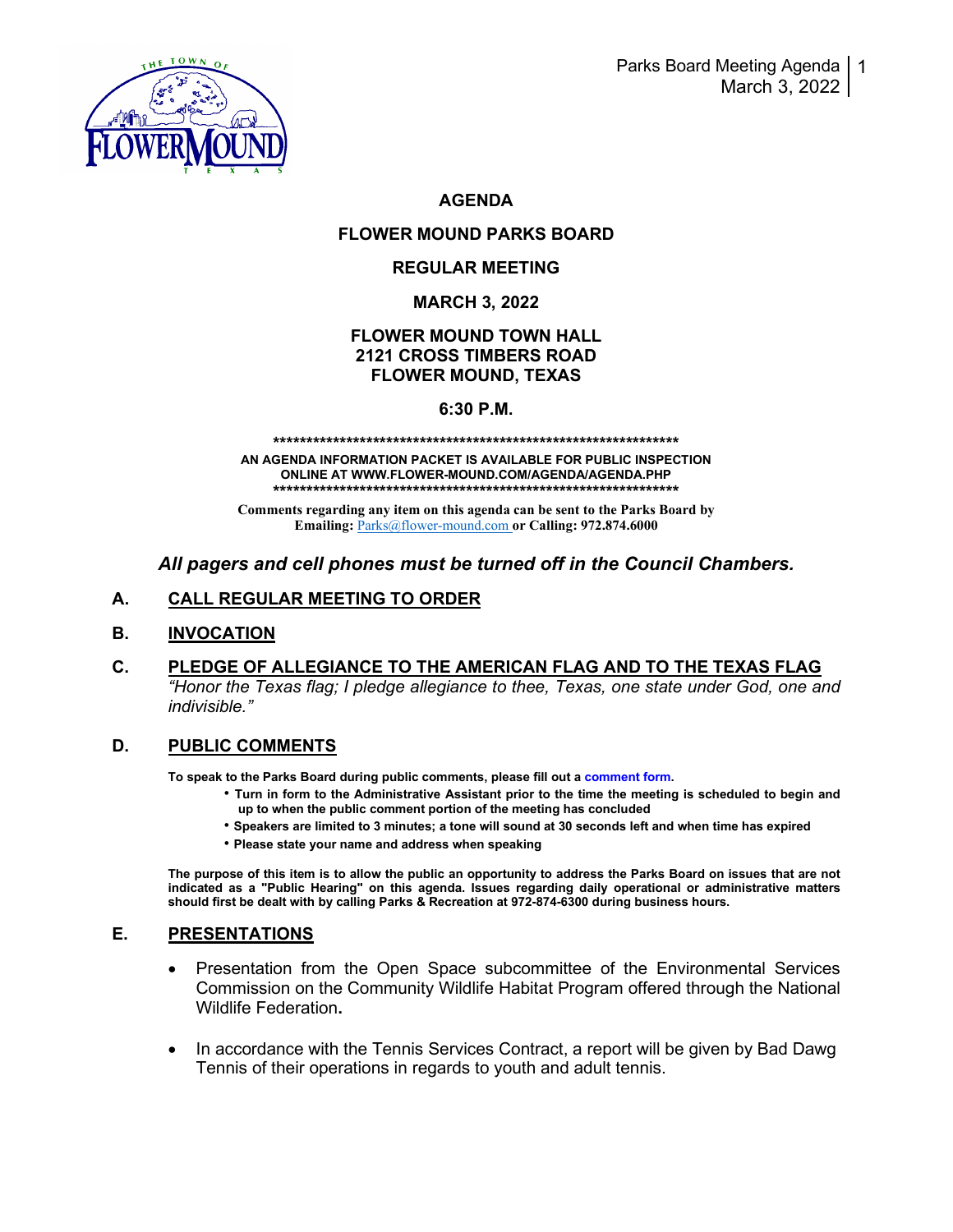# AGENDA

## FLOWER MOUND PARKS BOARD

## REGULAR MEETING

## MARCH 3, 2022

## FLOWER MOUND TOWN HALL
## 2121 CROSS TIMBERS ROAD
## FLOWER MOUND, TEXAS

## 6:30 P.M.

*****************************************************************

**AN AGENDA INFORMATION PACKET IS AVAILABLE FOR PUBLIC INSPECTION ONLINE AT WWW.FLOWER-MOUND.COM/AGENDA/AGENDA.PHP**

*****************************************************************

**Comments regarding any item on this agenda can be sent to the Parks Board by Emailing:** Parks@flower-mound.com **or Calling: 972.874.6000**

***All pagers and cell phones must be turned off in the Council Chambers.***

## A. CALL REGULAR MEETING TO ORDER

## B. INVOCATION

## C. PLEDGE OF ALLEGIANCE TO THE AMERICAN FLAG AND TO THE TEXAS FLAG

*"Honor the Texas flag; I pledge allegiance to thee, Texas, one state under God, one and indivisible."*

## D. PUBLIC COMMENTS

**To speak to the Parks Board during public comments, please fill out a comment form.**

- **Turn in form to the Administrative Assistant prior to the time the meeting is scheduled to begin and up to when the public comment portion of the meeting has concluded**
- **Speakers are limited to 3 minutes; a tone will sound at 30 seconds left and when time has expired**
- **Please state your name and address when speaking**

**The purpose of this item is to allow the public an opportunity to address the Parks Board on issues that are not indicated as a "Public Hearing" on this agenda. Issues regarding daily operational or administrative matters should first be dealt with by calling Parks & Recreation at 972-874-6300 during business hours.**

## E. PRESENTATIONS

- Presentation from the Open Space subcommittee of the Environmental Services Commission on the Community Wildlife Habitat Program offered through the National Wildlife Federation**.**

- In accordance with the Tennis Services Contract, a report will be given by Bad Dawg Tennis of their operations in regards to youth and adult tennis.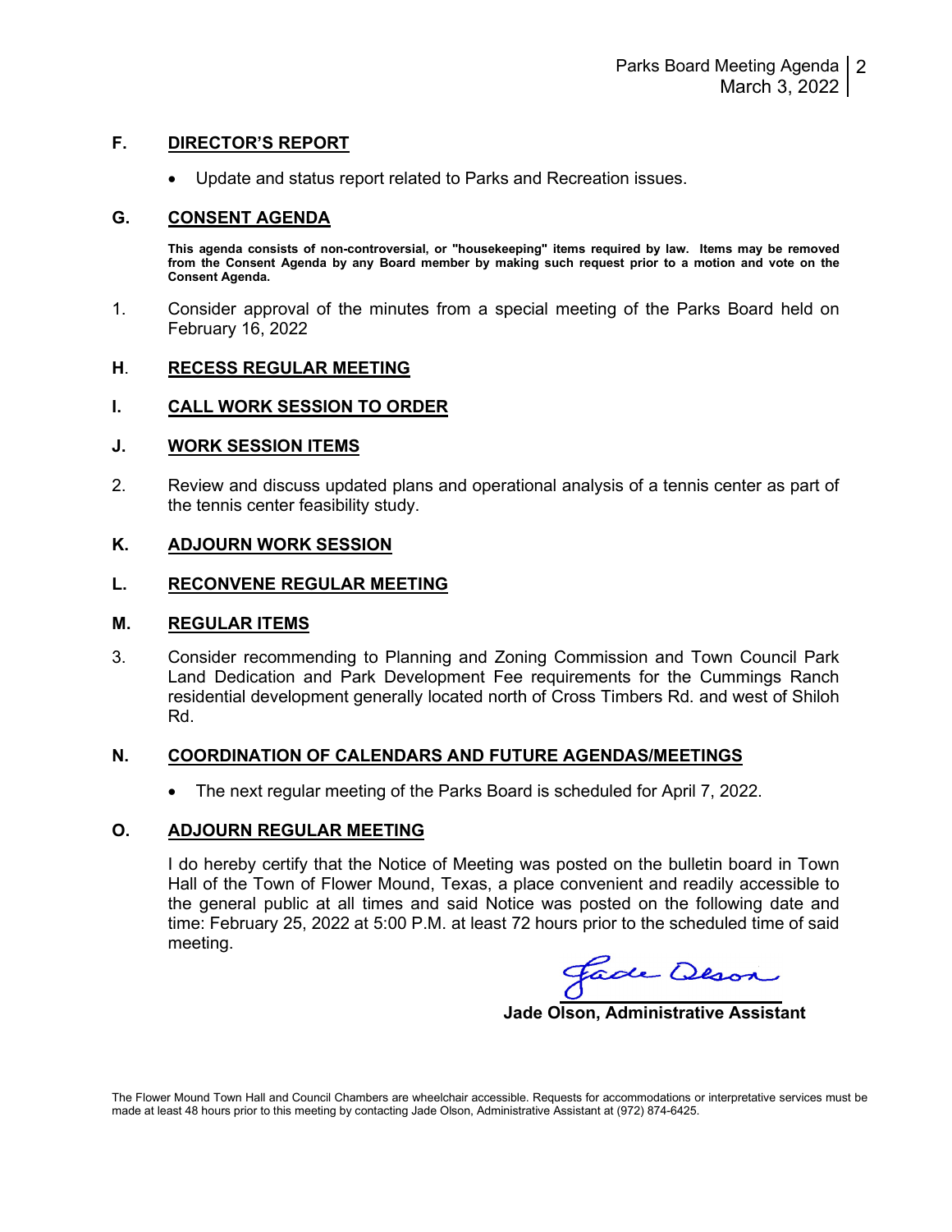## F. DIRECTOR'S REPORT

- Update and status report related to Parks and Recreation issues.

## G. CONSENT AGENDA

**This agenda consists of non-controversial, or "housekeeping" items required by law. Items may be removed from the Consent Agenda by any Board member by making such request prior to a motion and vote on the Consent Agenda.**

1. Consider approval of the minutes from a special meeting of the Parks Board held on February 16, 2022

## H. RECESS REGULAR MEETING

## I. CALL WORK SESSION TO ORDER

## J. WORK SESSION ITEMS

2. Review and discuss updated plans and operational analysis of a tennis center as part of the tennis center feasibility study.

## K. ADJOURN WORK SESSION

## L. RECONVENE REGULAR MEETING

## M. REGULAR ITEMS

3. Consider recommending to Planning and Zoning Commission and Town Council Park Land Dedication and Park Development Fee requirements for the Cummings Ranch residential development generally located north of Cross Timbers Rd. and west of Shiloh Rd.

## N. COORDINATION OF CALENDARS AND FUTURE AGENDAS/MEETINGS

- The next regular meeting of the Parks Board is scheduled for April 7, 2022.

## O. ADJOURN REGULAR MEETING

I do hereby certify that the Notice of Meeting was posted on the bulletin board in Town Hall of the Town of Flower Mound, Texas, a place convenient and readily accessible to the general public at all times and said Notice was posted on the following date and time: February 25, 2022 at 5:00 P.M. at least 72 hours prior to the scheduled time of said meeting.

Jade Olson

**Jade Olson, Administrative Assistant**

The Flower Mound Town Hall and Council Chambers are wheelchair accessible. Requests for accommodations or interpretative services must be made at least 48 hours prior to this meeting by contacting Jade Olson, Administrative Assistant at (972) 874-6425.